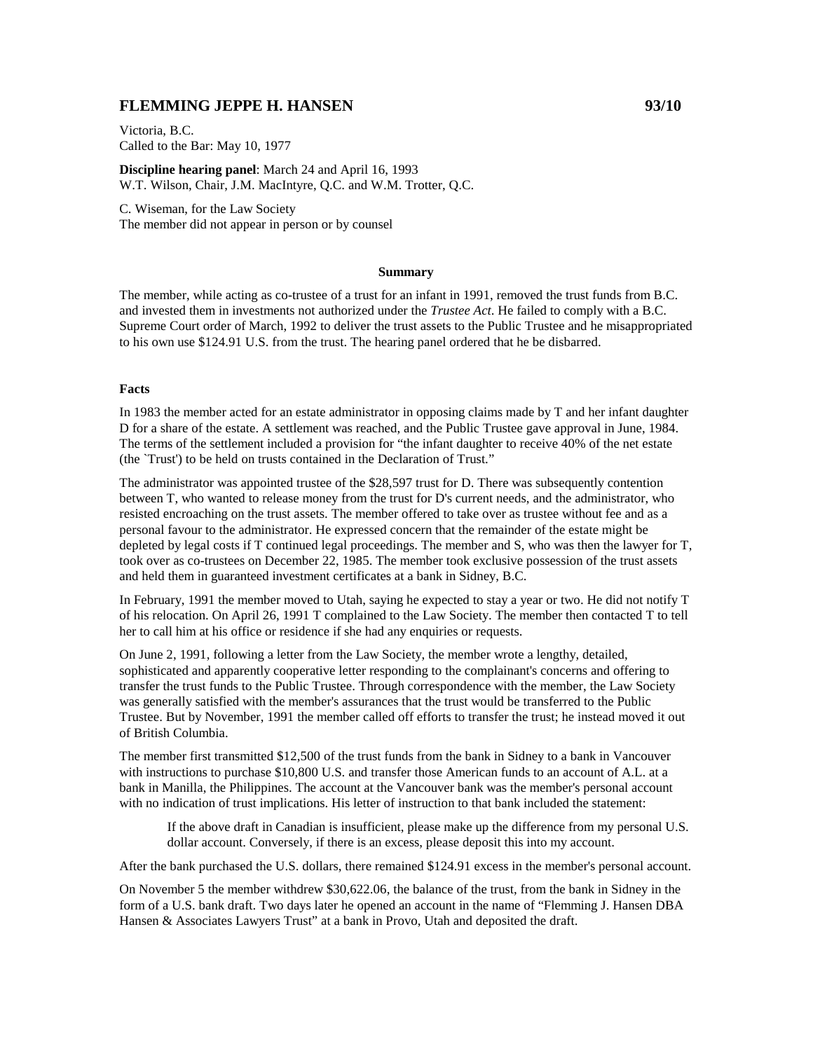## FLEMMING JEPPE H. HANSEN 93/10

Victoria, B.C.
Called to the Bar: May 10, 1977

**Discipline hearing panel**: March 24 and April 16, 1993
W.T. Wilson, Chair, J.M. MacIntyre, Q.C. and W.M. Trotter, Q.C.

C. Wiseman, for the Law Society
The member did not appear in person or by counsel

### Summary

The member, while acting as co-trustee of a trust for an infant in 1991, removed the trust funds from B.C. and invested them in investments not authorized under the *Trustee Act*. He failed to comply with a B.C. Supreme Court order of March, 1992 to deliver the trust assets to the Public Trustee and he misappropriated to his own use $124.91 U.S. from the trust. The hearing panel ordered that he be disbarred.

### Facts

In 1983 the member acted for an estate administrator in opposing claims made by T and her infant daughter D for a share of the estate. A settlement was reached, and the Public Trustee gave approval in June, 1984. The terms of the settlement included a provision for "the infant daughter to receive 40% of the net estate (the `Trust') to be held on trusts contained in the Declaration of Trust."

The administrator was appointed trustee of the $28,597 trust for D. There was subsequently contention between T, who wanted to release money from the trust for D's current needs, and the administrator, who resisted encroaching on the trust assets. The member offered to take over as trustee without fee and as a personal favour to the administrator. He expressed concern that the remainder of the estate might be depleted by legal costs if T continued legal proceedings. The member and S, who was then the lawyer for T, took over as co-trustees on December 22, 1985. The member took exclusive possession of the trust assets and held them in guaranteed investment certificates at a bank in Sidney, B.C.

In February, 1991 the member moved to Utah, saying he expected to stay a year or two. He did not notify T of his relocation. On April 26, 1991 T complained to the Law Society. The member then contacted T to tell her to call him at his office or residence if she had any enquiries or requests.

On June 2, 1991, following a letter from the Law Society, the member wrote a lengthy, detailed, sophisticated and apparently cooperative letter responding to the complainant's concerns and offering to transfer the trust funds to the Public Trustee. Through correspondence with the member, the Law Society was generally satisfied with the member's assurances that the trust would be transferred to the Public Trustee. But by November, 1991 the member called off efforts to transfer the trust; he instead moved it out of British Columbia.

The member first transmitted $12,500 of the trust funds from the bank in Sidney to a bank in Vancouver with instructions to purchase $10,800 U.S. and transfer those American funds to an account of A.L. at a bank in Manilla, the Philippines. The account at the Vancouver bank was the member's personal account with no indication of trust implications. His letter of instruction to that bank included the statement:

> If the above draft in Canadian is insufficient, please make up the difference from my personal U.S. dollar account. Conversely, if there is an excess, please deposit this into my account.

After the bank purchased the U.S. dollars, there remained $124.91 excess in the member's personal account.

On November 5 the member withdrew $30,622.06, the balance of the trust, from the bank in Sidney in the form of a U.S. bank draft. Two days later he opened an account in the name of "Flemming J. Hansen DBA Hansen & Associates Lawyers Trust" at a bank in Provo, Utah and deposited the draft.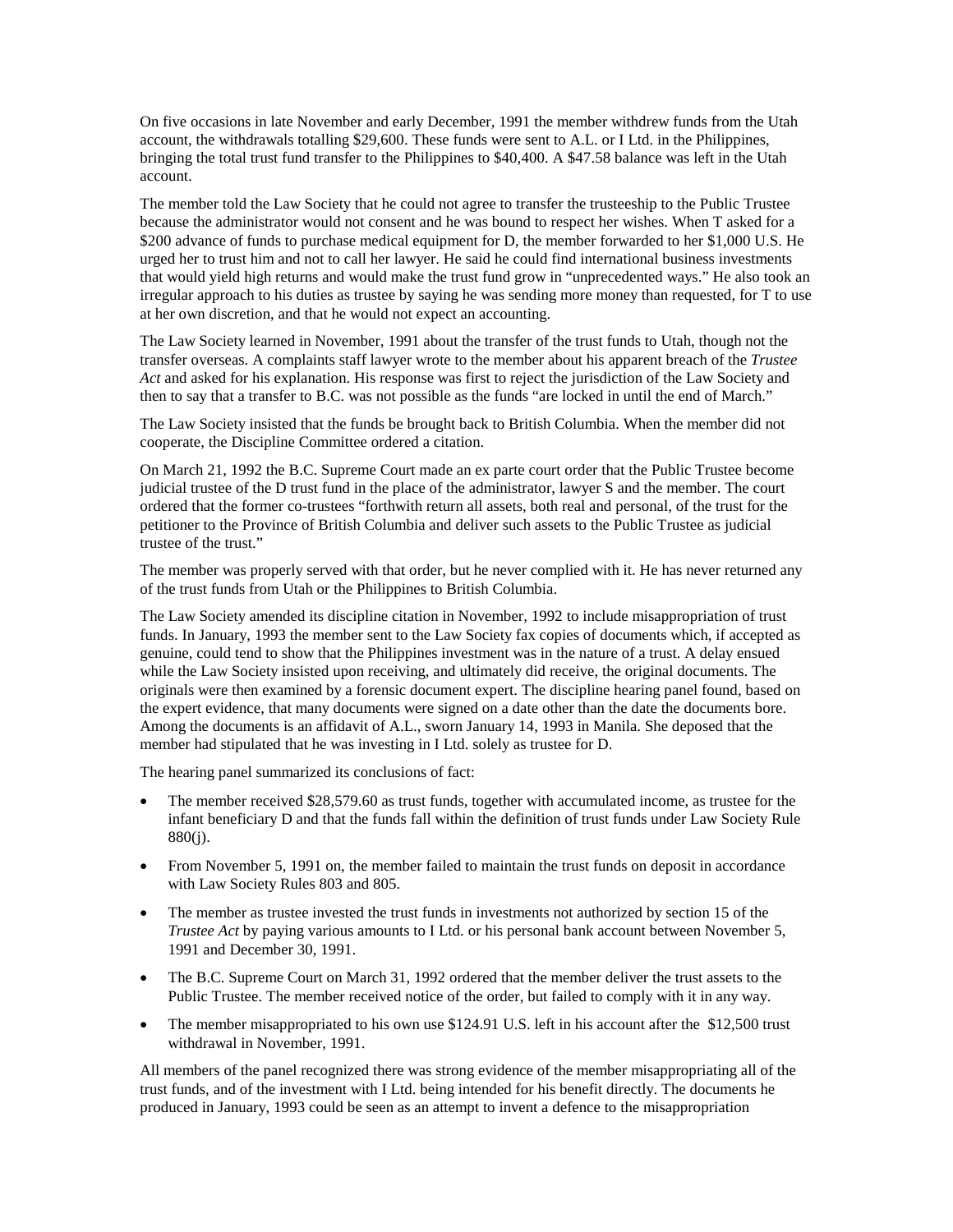On five occasions in late November and early December, 1991 the member withdrew funds from the Utah account, the withdrawals totalling $29,600. These funds were sent to A.L. or I Ltd. in the Philippines, bringing the total trust fund transfer to the Philippines to $40,400. A $47.58 balance was left in the Utah account.

The member told the Law Society that he could not agree to transfer the trusteeship to the Public Trustee because the administrator would not consent and he was bound to respect her wishes. When T asked for a $200 advance of funds to purchase medical equipment for D, the member forwarded to her $1,000 U.S. He urged her to trust him and not to call her lawyer. He said he could find international business investments that would yield high returns and would make the trust fund grow in "unprecedented ways." He also took an irregular approach to his duties as trustee by saying he was sending more money than requested, for T to use at her own discretion, and that he would not expect an accounting.

The Law Society learned in November, 1991 about the transfer of the trust funds to Utah, though not the transfer overseas. A complaints staff lawyer wrote to the member about his apparent breach of the *Trustee Act* and asked for his explanation. His response was first to reject the jurisdiction of the Law Society and then to say that a transfer to B.C. was not possible as the funds "are locked in until the end of March."

The Law Society insisted that the funds be brought back to British Columbia. When the member did not cooperate, the Discipline Committee ordered a citation.

On March 21, 1992 the B.C. Supreme Court made an ex parte court order that the Public Trustee become judicial trustee of the D trust fund in the place of the administrator, lawyer S and the member. The court ordered that the former co-trustees "forthwith return all assets, both real and personal, of the trust for the petitioner to the Province of British Columbia and deliver such assets to the Public Trustee as judicial trustee of the trust."

The member was properly served with that order, but he never complied with it. He has never returned any of the trust funds from Utah or the Philippines to British Columbia.

The Law Society amended its discipline citation in November, 1992 to include misappropriation of trust funds. In January, 1993 the member sent to the Law Society fax copies of documents which, if accepted as genuine, could tend to show that the Philippines investment was in the nature of a trust. A delay ensued while the Law Society insisted upon receiving, and ultimately did receive, the original documents. The originals were then examined by a forensic document expert. The discipline hearing panel found, based on the expert evidence, that many documents were signed on a date other than the date the documents bore. Among the documents is an affidavit of A.L., sworn January 14, 1993 in Manila. She deposed that the member had stipulated that he was investing in I Ltd. solely as trustee for D.

The hearing panel summarized its conclusions of fact:

- The member received $28,579.60 as trust funds, together with accumulated income, as trustee for the infant beneficiary D and that the funds fall within the definition of trust funds under Law Society Rule 880(j).
- From November 5, 1991 on, the member failed to maintain the trust funds on deposit in accordance with Law Society Rules 803 and 805.
- The member as trustee invested the trust funds in investments not authorized by section 15 of the *Trustee Act* by paying various amounts to I Ltd. or his personal bank account between November 5, 1991 and December 30, 1991.
- The B.C. Supreme Court on March 31, 1992 ordered that the member deliver the trust assets to the Public Trustee. The member received notice of the order, but failed to comply with it in any way.
- The member misappropriated to his own use $124.91 U.S. left in his account after the $12,500 trust withdrawal in November, 1991.

All members of the panel recognized there was strong evidence of the member misappropriating all of the trust funds, and of the investment with I Ltd. being intended for his benefit directly. The documents he produced in January, 1993 could be seen as an attempt to invent a defence to the misappropriation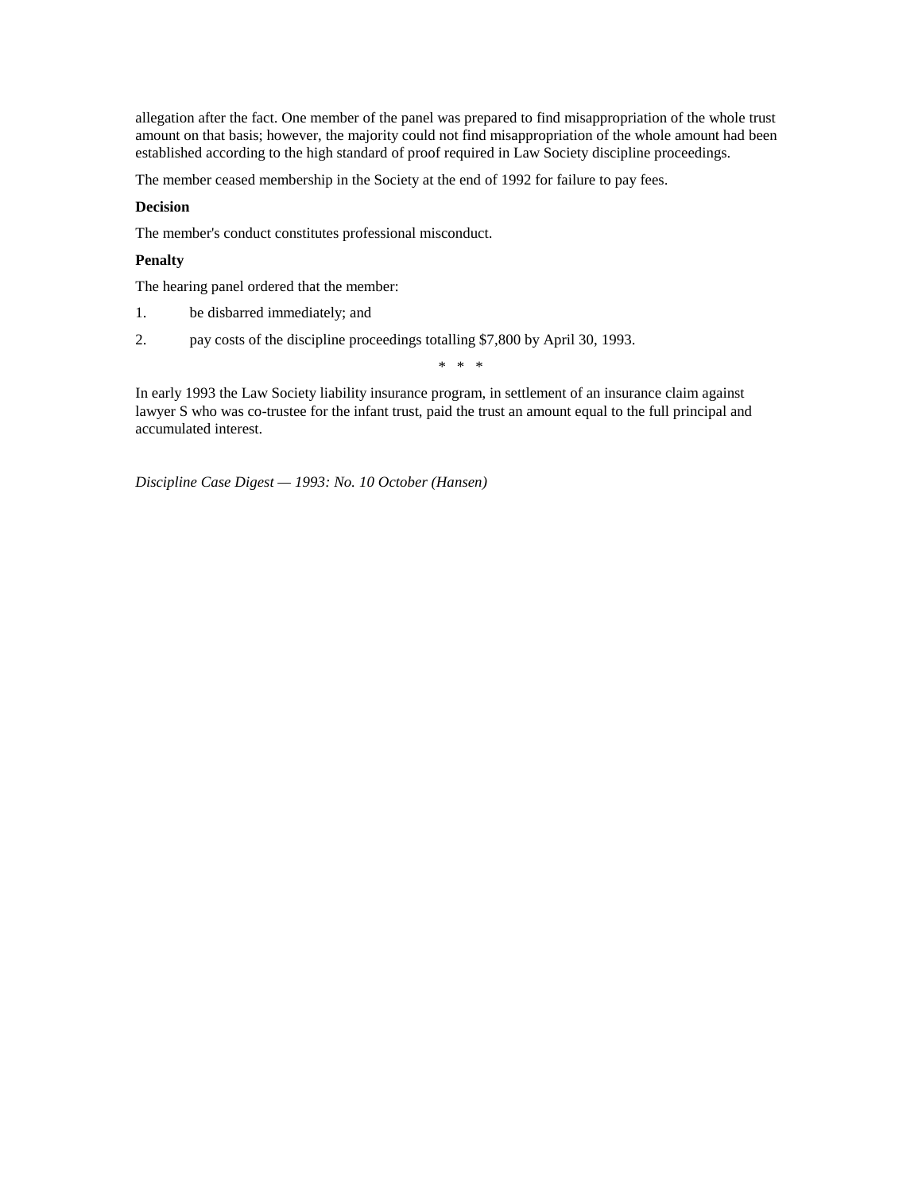allegation after the fact. One member of the panel was prepared to find misappropriation of the whole trust amount on that basis; however, the majority could not find misappropriation of the whole amount had been established according to the high standard of proof required in Law Society discipline proceedings.

The member ceased membership in the Society at the end of 1992 for failure to pay fees.

**Decision**

The member's conduct constitutes professional misconduct.

**Penalty**

The hearing panel ordered that the member:

1. be disbarred immediately; and
2. pay costs of the discipline proceedings totalling $7,800 by April 30, 1993.

\* \* \*

In early 1993 the Law Society liability insurance program, in settlement of an insurance claim against lawyer S who was co-trustee for the infant trust, paid the trust an amount equal to the full principal and accumulated interest.

*Discipline Case Digest — 1993: No. 10 October (Hansen)*